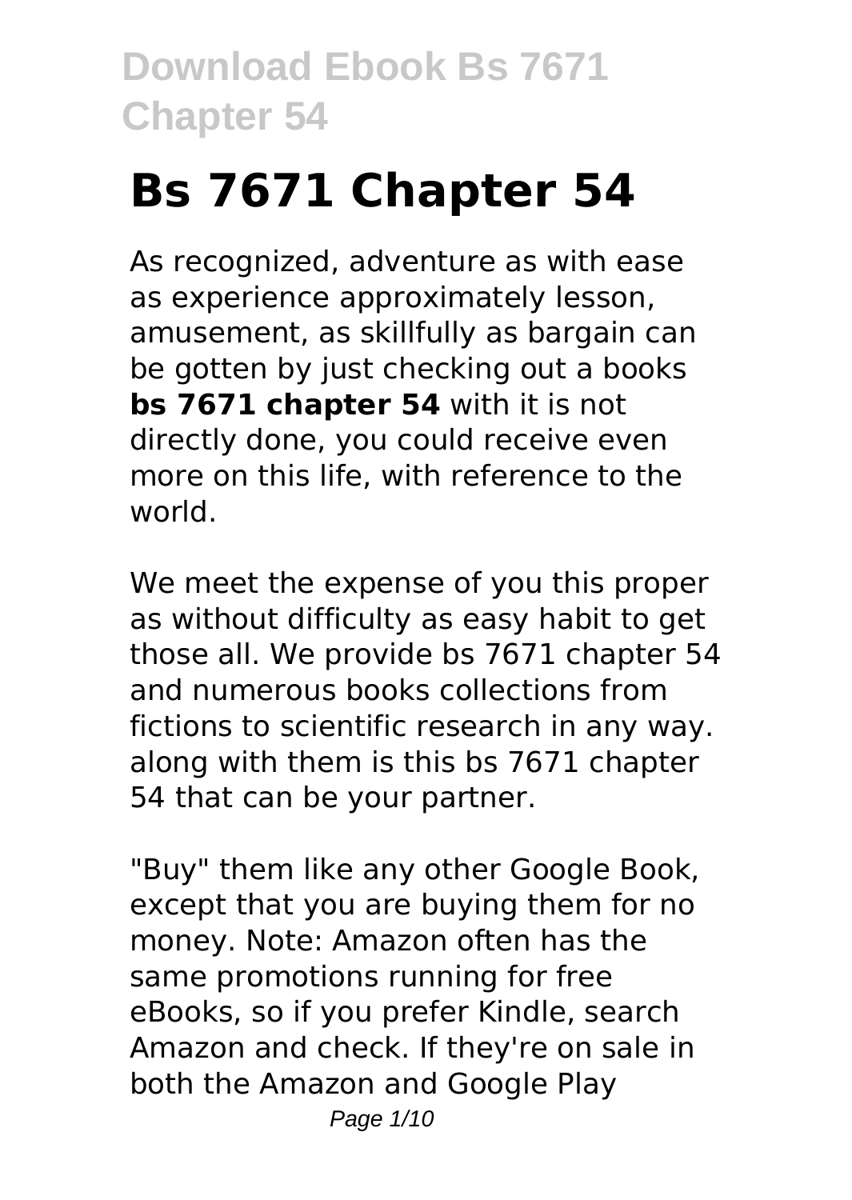# Bs 7671 Chapter 54

As recognized, adventure as with ease as experience approximately lesson, amusement, as skillfully as bargain can be gotten by just checking out a books **bs 7671 chapter 54** with it is not directly done, you could receive even more on this life, with reference to the world.

We meet the expense of you this proper as without difficulty as easy habit to get those all. We provide bs 7671 chapter 54 and numerous books collections from fictions to scientific research in any way. along with them is this bs 7671 chapter 54 that can be your partner.

"Buy" them like any other Google Book, except that you are buying them for no money. Note: Amazon often has the same promotions running for free eBooks, so if you prefer Kindle, search Amazon and check. If they're on sale in both the Amazon and Google Play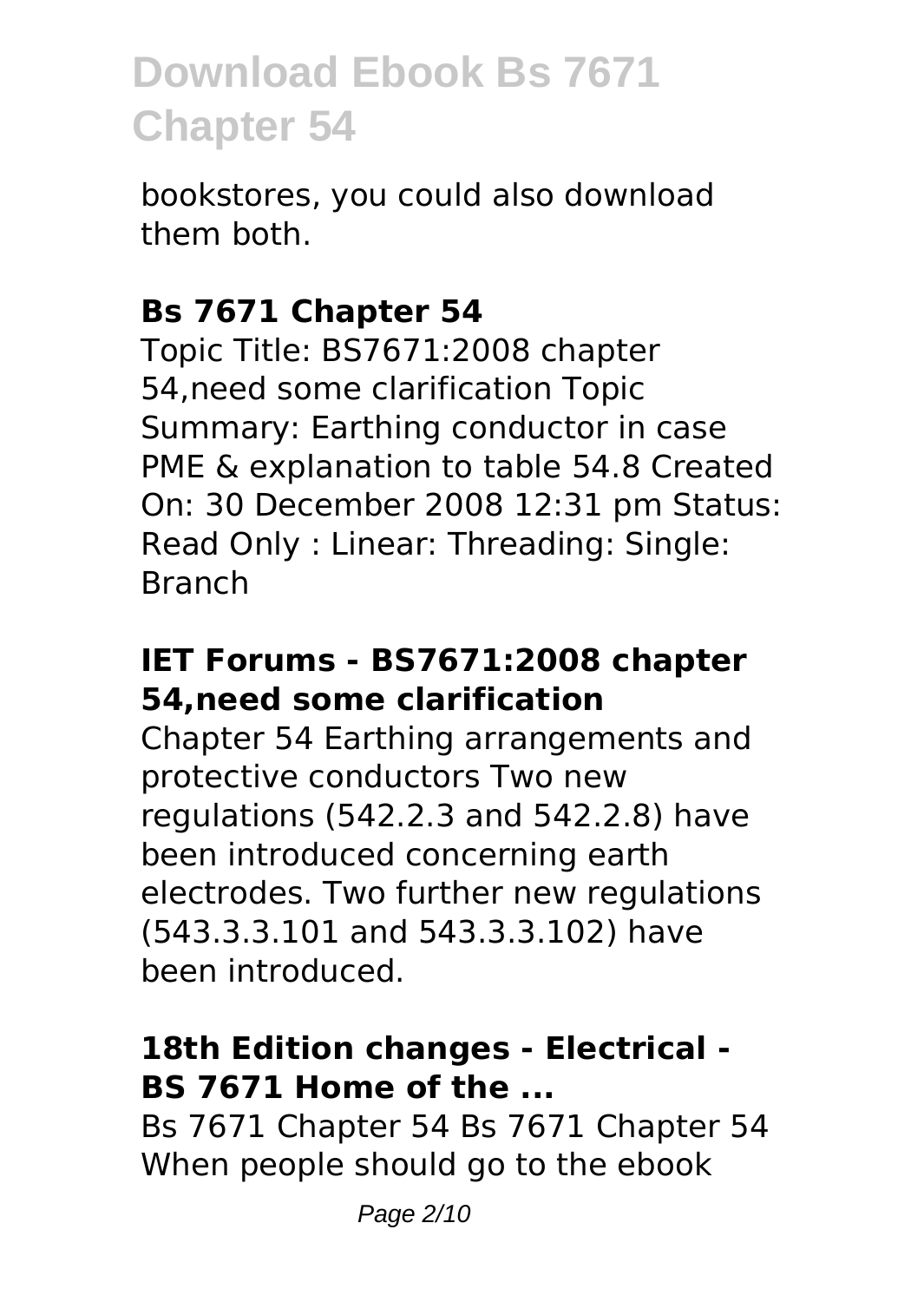bookstores, you could also download them both.

### Bs 7671 Chapter 54

Topic Title: BS7671:2008 chapter 54,need some clarification Topic Summary: Earthing conductor in case PME & explanation to table 54.8 Created On: 30 December 2008 12:31 pm Status: Read Only : Linear: Threading: Single: Branch

### IET Forums - BS7671:2008 chapter 54,need some clarification

Chapter 54 Earthing arrangements and protective conductors Two new regulations (542.2.3 and 542.2.8) have been introduced concerning earth electrodes. Two further new regulations (543.3.3.101 and 543.3.3.102) have been introduced.

### 18th Edition changes - Electrical - BS 7671 Home of the ...

Bs 7671 Chapter 54 Bs 7671 Chapter 54 When people should go to the ebook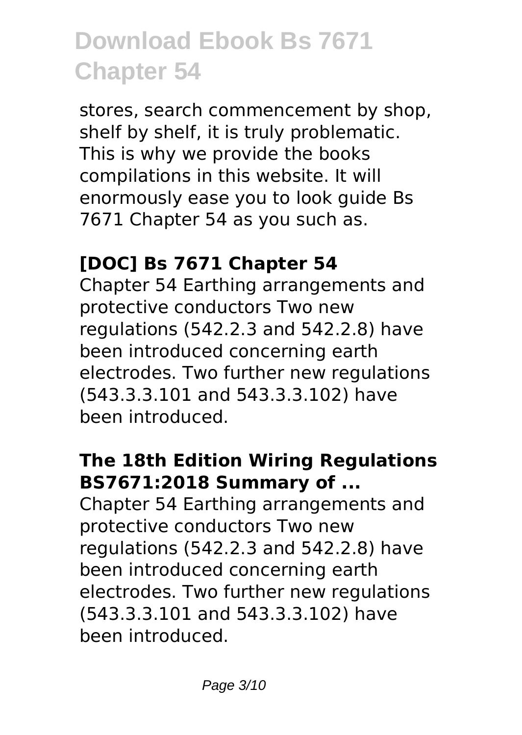stores, search commencement by shop, shelf by shelf, it is truly problematic. This is why we provide the books compilations in this website. It will enormously ease you to look guide Bs 7671 Chapter 54 as you such as.

## [DOC] Bs 7671 Chapter 54

Chapter 54 Earthing arrangements and protective conductors Two new regulations (542.2.3 and 542.2.8) have been introduced concerning earth electrodes. Two further new regulations (543.3.3.101 and 543.3.3.102) have been introduced.

## The 18th Edition Wiring Regulations BS7671:2018 Summary of ...

Chapter 54 Earthing arrangements and protective conductors Two new regulations (542.2.3 and 542.2.8) have been introduced concerning earth electrodes. Two further new regulations (543.3.3.101 and 543.3.3.102) have been introduced.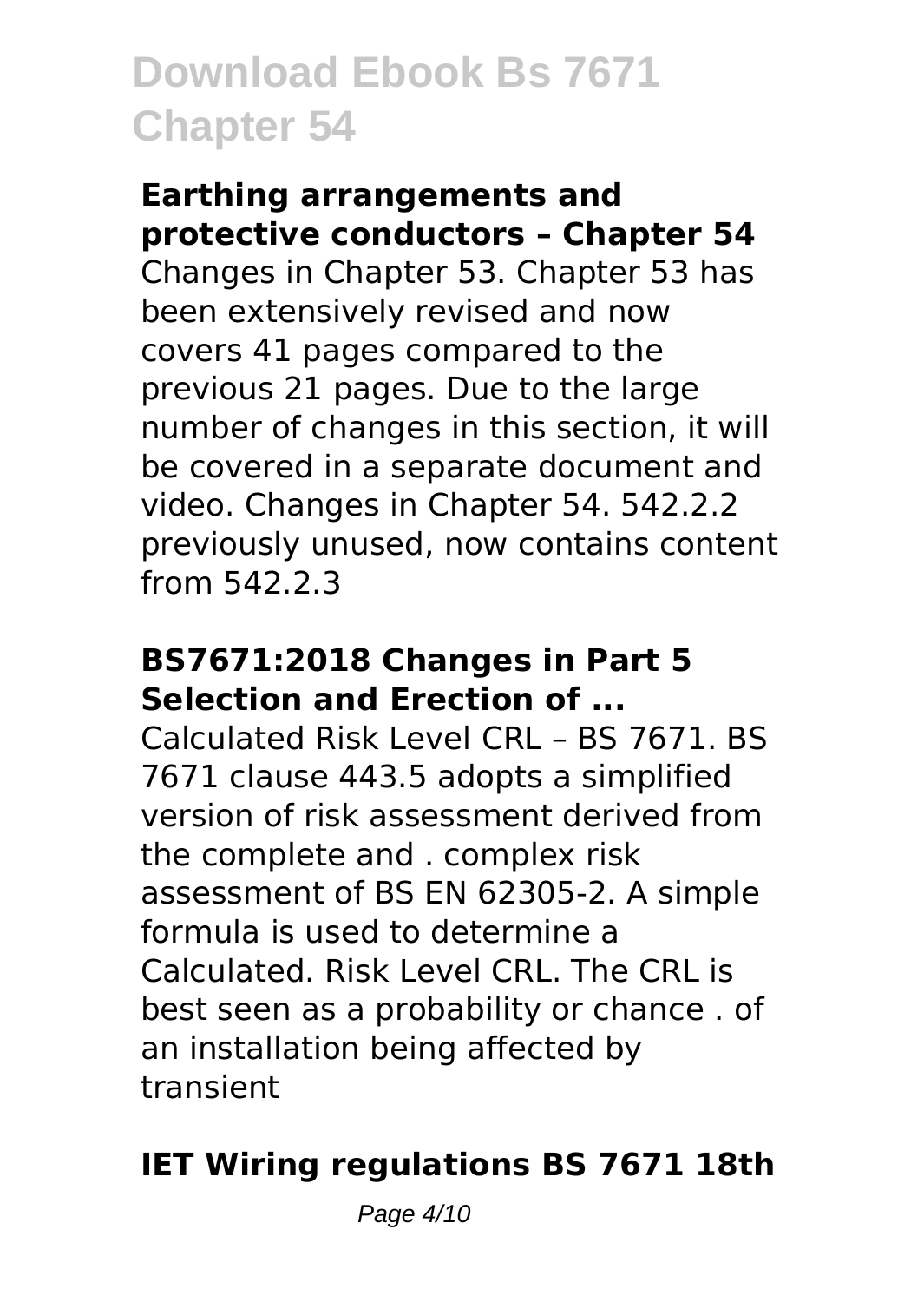### Earthing arrangements and protective conductors – Chapter 54

Changes in Chapter 53. Chapter 53 has been extensively revised and now covers 41 pages compared to the previous 21 pages. Due to the large number of changes in this section, it will be covered in a separate document and video. Changes in Chapter 54. 542.2.2 previously unused, now contains content from 542.2.3

### BS7671:2018 Changes in Part 5 Selection and Erection of ...

Calculated Risk Level CRL – BS 7671. BS 7671 clause 443.5 adopts a simplified version of risk assessment derived from the complete and . complex risk assessment of BS EN 62305-2. A simple formula is used to determine a Calculated. Risk Level CRL. The CRL is best seen as a probability or chance . of an installation being affected by transient

### IET Wiring regulations BS 7671 18th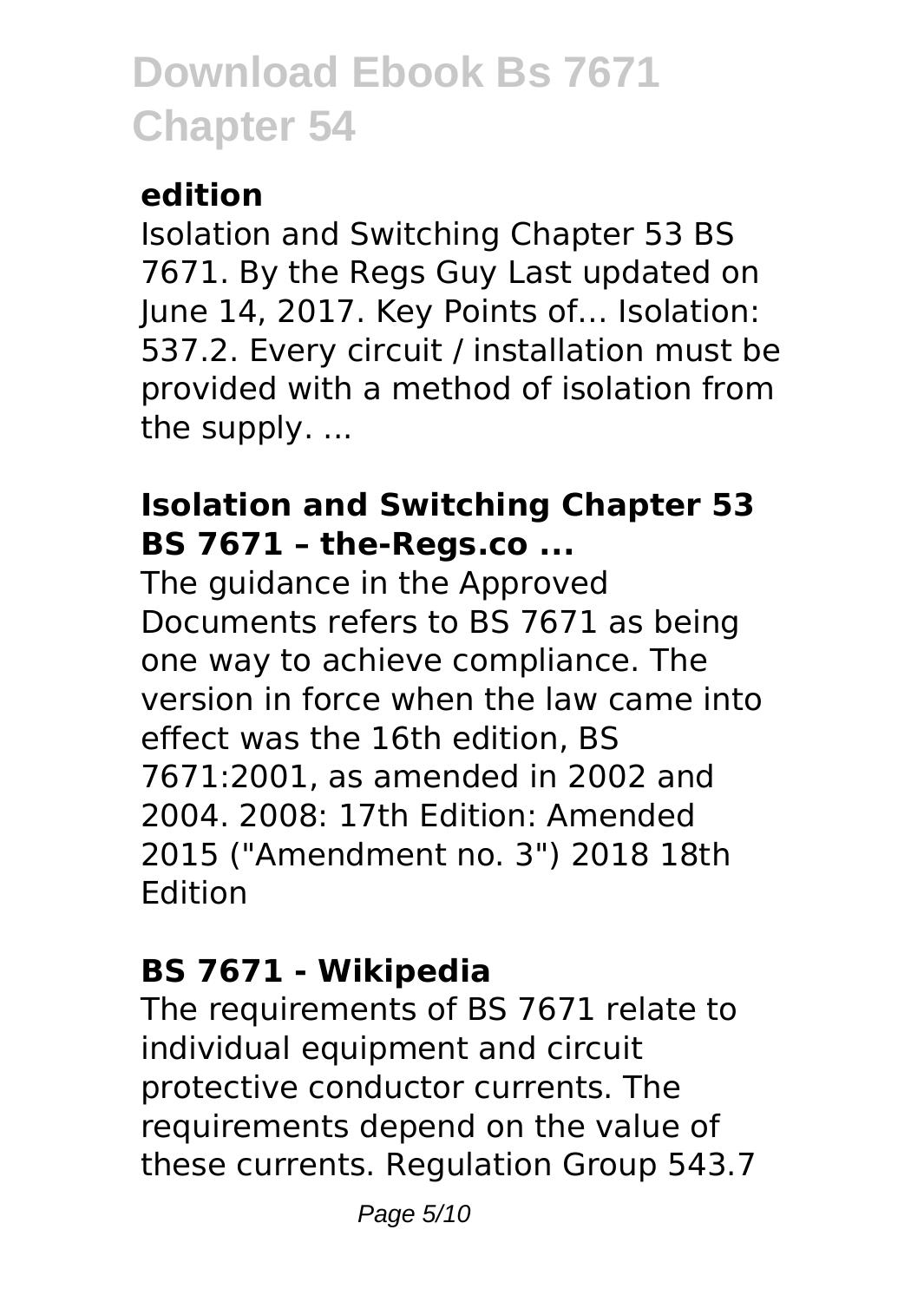### edition

Isolation and Switching Chapter 53 BS 7671. By the Regs Guy Last updated on June 14, 2017. Key Points of… Isolation: 537.2. Every circuit / installation must be provided with a method of isolation from the supply. ...

### Isolation and Switching Chapter 53 BS 7671 – the-Regs.co ...

The guidance in the Approved Documents refers to BS 7671 as being one way to achieve compliance. The version in force when the law came into effect was the 16th edition, BS 7671:2001, as amended in 2002 and 2004. 2008: 17th Edition: Amended 2015 ("Amendment no. 3") 2018 18th Edition

### BS 7671 - Wikipedia

The requirements of BS 7671 relate to individual equipment and circuit protective conductor currents. The requirements depend on the value of these currents. Regulation Group 543.7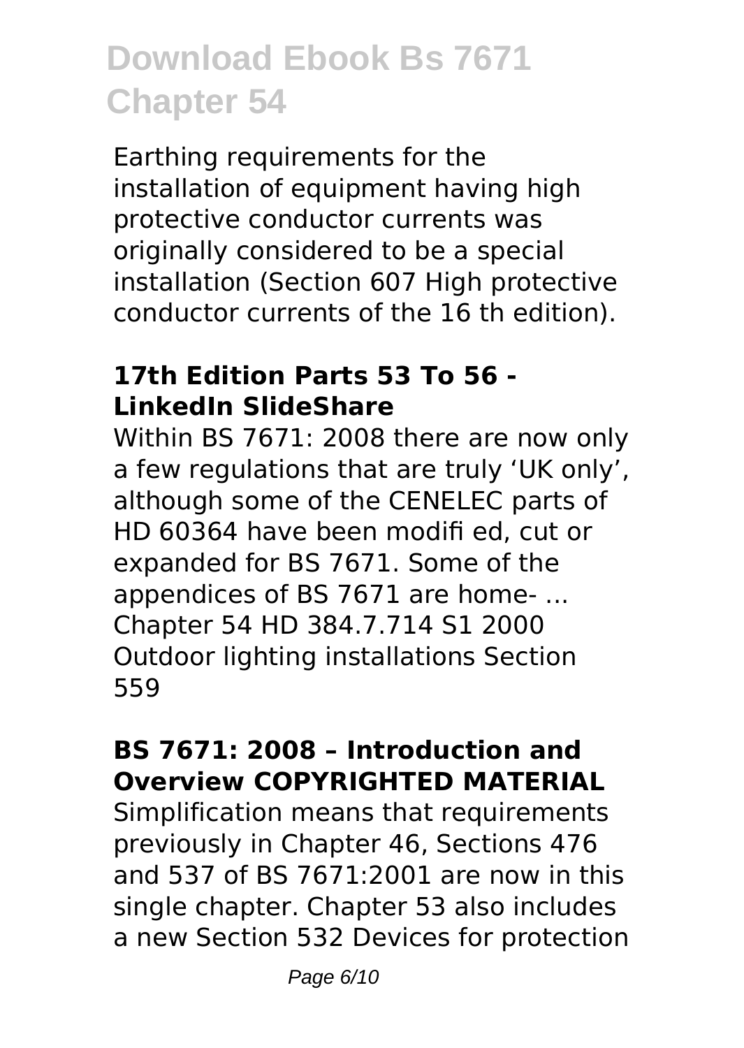Earthing requirements for the installation of equipment having high protective conductor currents was originally considered to be a special installation (Section 607 High protective conductor currents of the 16 th edition).

### 17th Edition Parts 53 To 56 - LinkedIn SlideShare

Within BS 7671: 2008 there are now only a few regulations that are truly 'UK only', although some of the CENELEC parts of HD 60364 have been modifi ed, cut or expanded for BS 7671. Some of the appendices of BS 7671 are home- ... Chapter 54 HD 384.7.714 S1 2000 Outdoor lighting installations Section 559

### BS 7671: 2008 – Introduction and Overview COPYRIGHTED MATERIAL

Simplification means that requirements previously in Chapter 46, Sections 476 and 537 of BS 7671:2001 are now in this single chapter. Chapter 53 also includes a new Section 532 Devices for protection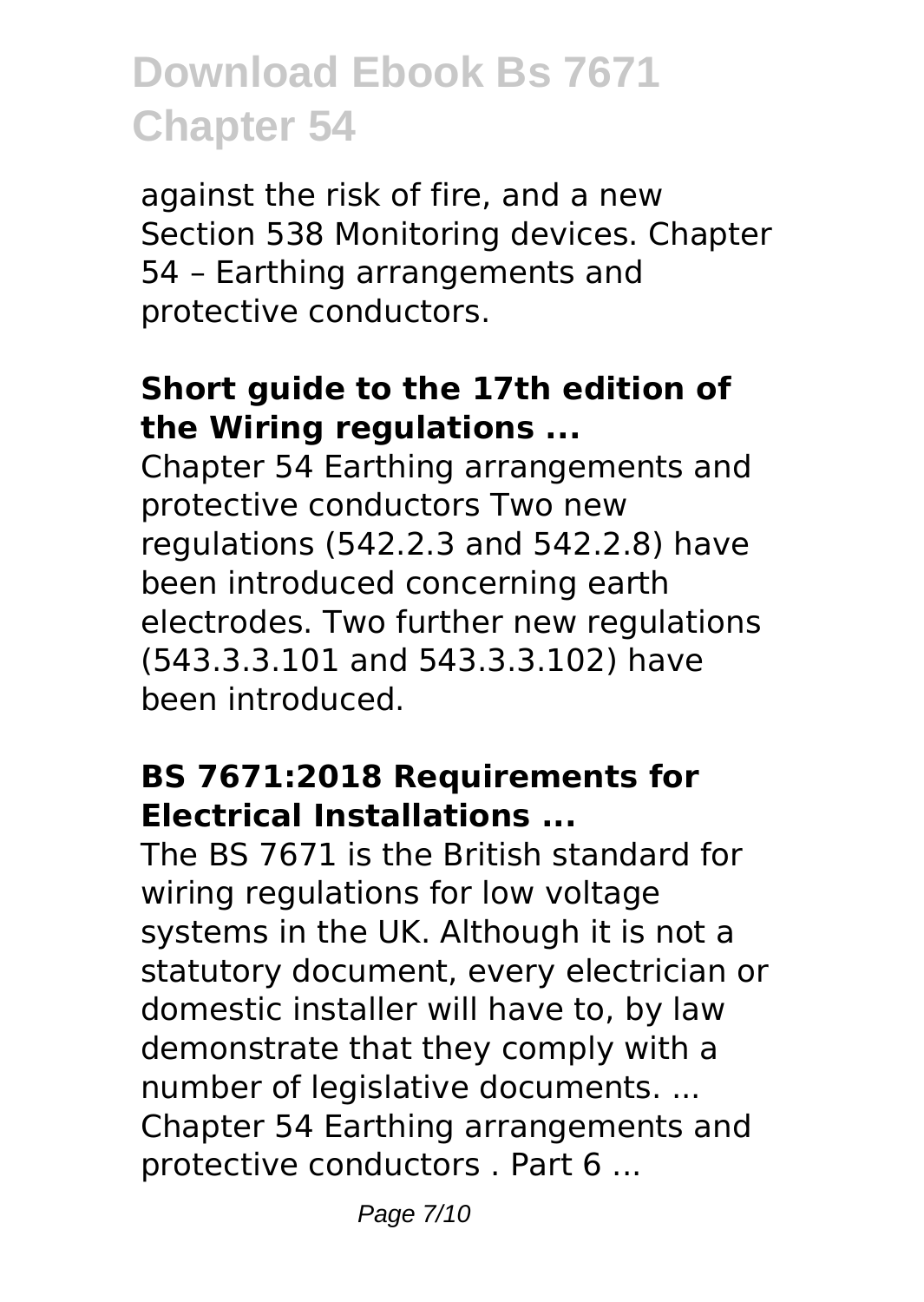against the risk of fire, and a new Section 538 Monitoring devices. Chapter 54 – Earthing arrangements and protective conductors.

### Short guide to the 17th edition of the Wiring regulations ...

Chapter 54 Earthing arrangements and protective conductors Two new regulations (542.2.3 and 542.2.8) have been introduced concerning earth electrodes. Two further new regulations (543.3.3.101 and 543.3.3.102) have been introduced.

### BS 7671:2018 Requirements for Electrical Installations ...

The BS 7671 is the British standard for wiring regulations for low voltage systems in the UK. Although it is not a statutory document, every electrician or domestic installer will have to, by law demonstrate that they comply with a number of legislative documents. ... Chapter 54 Earthing arrangements and protective conductors . Part 6 ...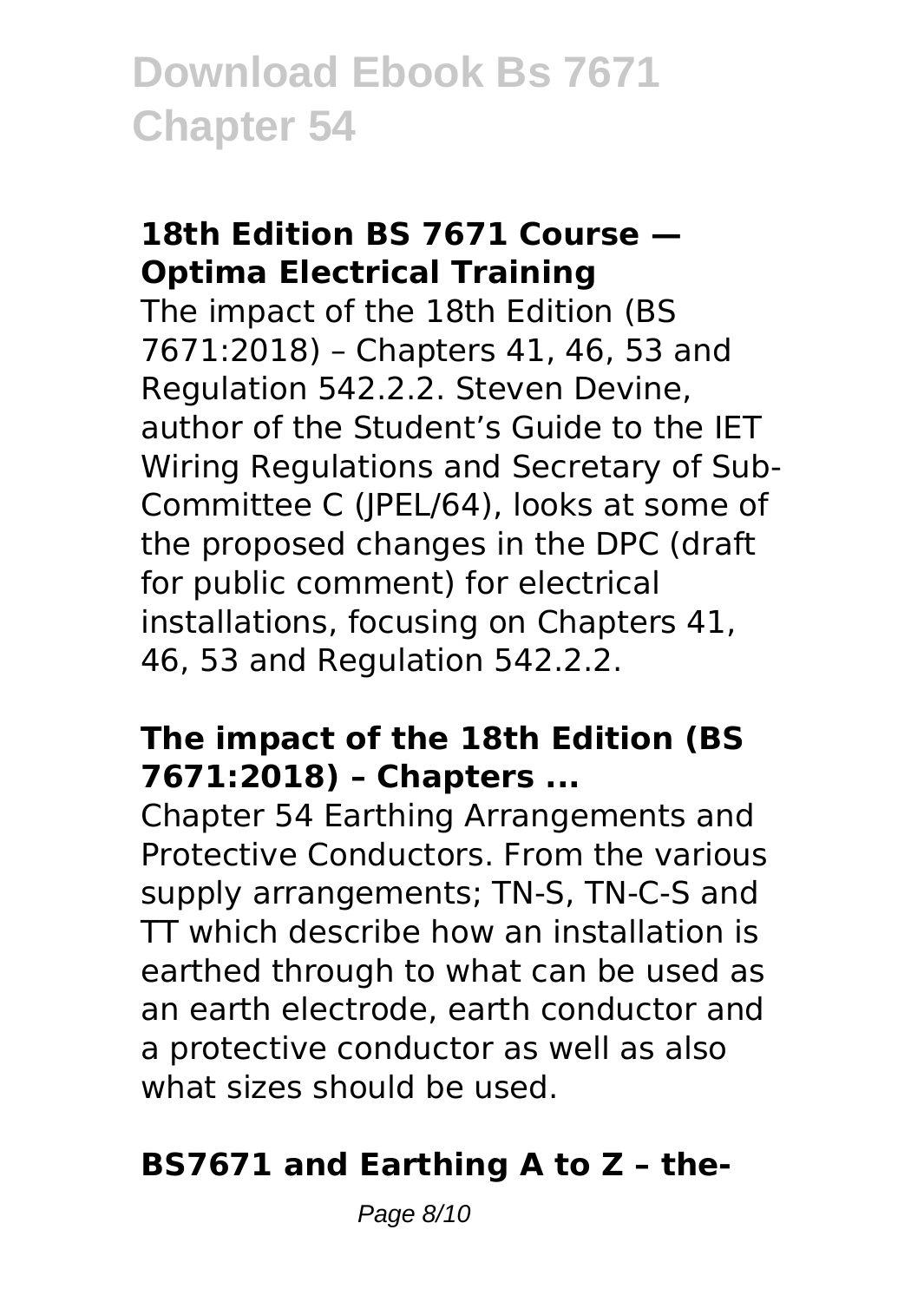### 18th Edition BS 7671 Course — Optima Electrical Training

The impact of the 18th Edition (BS 7671:2018) – Chapters 41, 46, 53 and Regulation 542.2.2. Steven Devine, author of the Student's Guide to the IET Wiring Regulations and Secretary of Sub-Committee C (JPEL/64), looks at some of the proposed changes in the DPC (draft for public comment) for electrical installations, focusing on Chapters 41, 46, 53 and Regulation 542.2.2.

### The impact of the 18th Edition (BS 7671:2018) – Chapters ...

Chapter 54 Earthing Arrangements and Protective Conductors. From the various supply arrangements; TN-S, TN-C-S and TT which describe how an installation is earthed through to what can be used as an earth electrode, earth conductor and a protective conductor as well as also what sizes should be used.

### BS7671 and Earthing A to Z – the-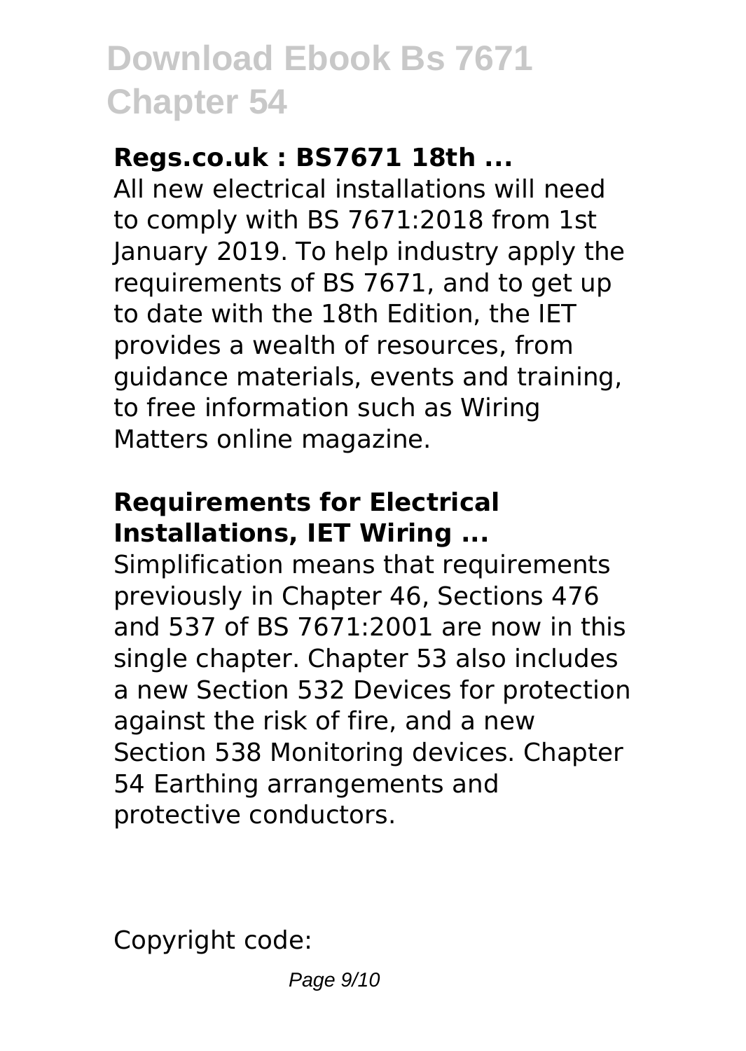### Regs.co.uk : BS7671 18th ...

All new electrical installations will need to comply with BS 7671:2018 from 1st January 2019. To help industry apply the requirements of BS 7671, and to get up to date with the 18th Edition, the IET provides a wealth of resources, from guidance materials, events and training, to free information such as Wiring Matters online magazine.

### Requirements for Electrical Installations, IET Wiring ...

Simplification means that requirements previously in Chapter 46, Sections 476 and 537 of BS 7671:2001 are now in this single chapter. Chapter 53 also includes a new Section 532 Devices for protection against the risk of fire, and a new Section 538 Monitoring devices. Chapter 54 Earthing arrangements and protective conductors.

Copyright code: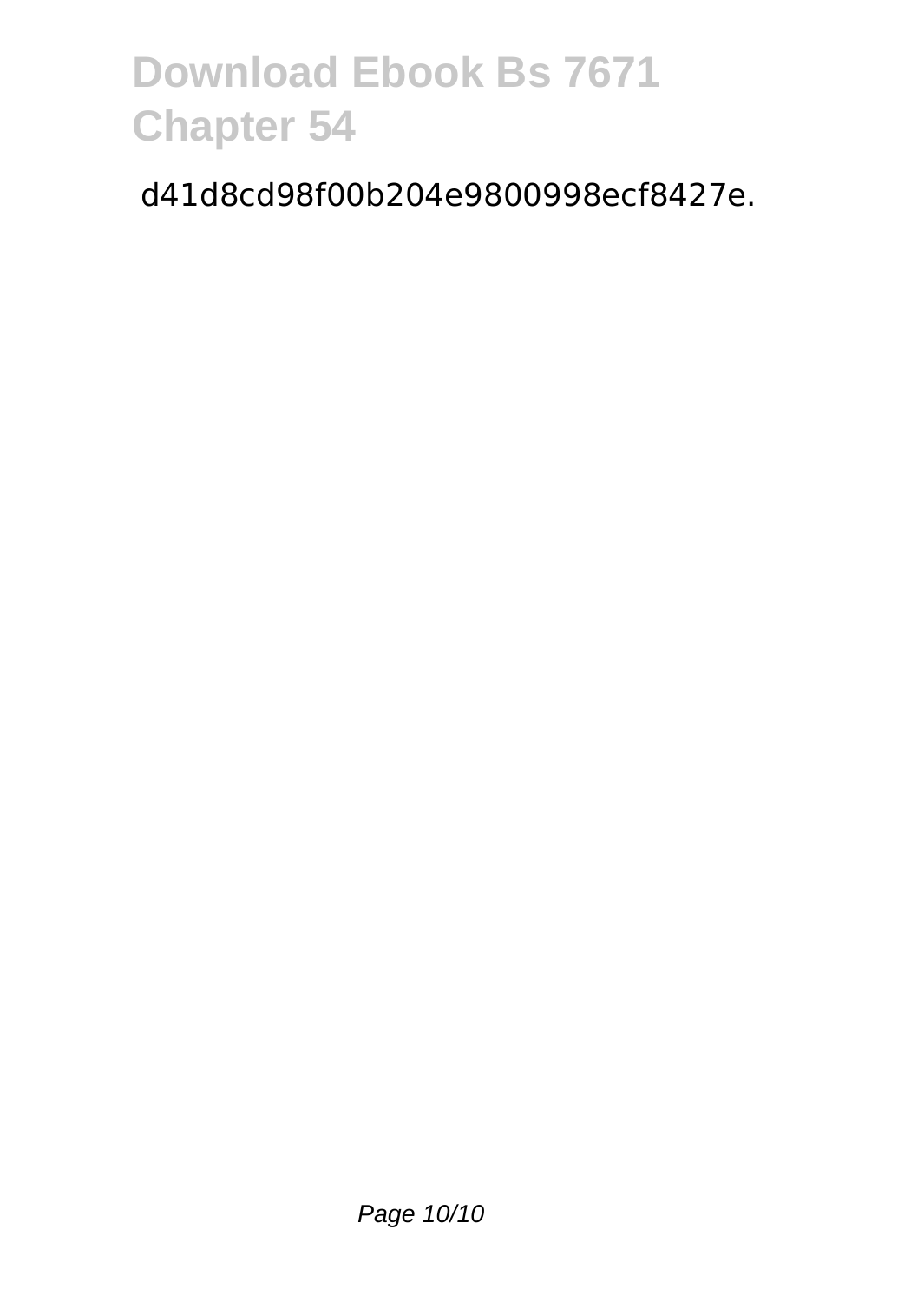d41d8cd98f00b204e9800998ecf8427e.